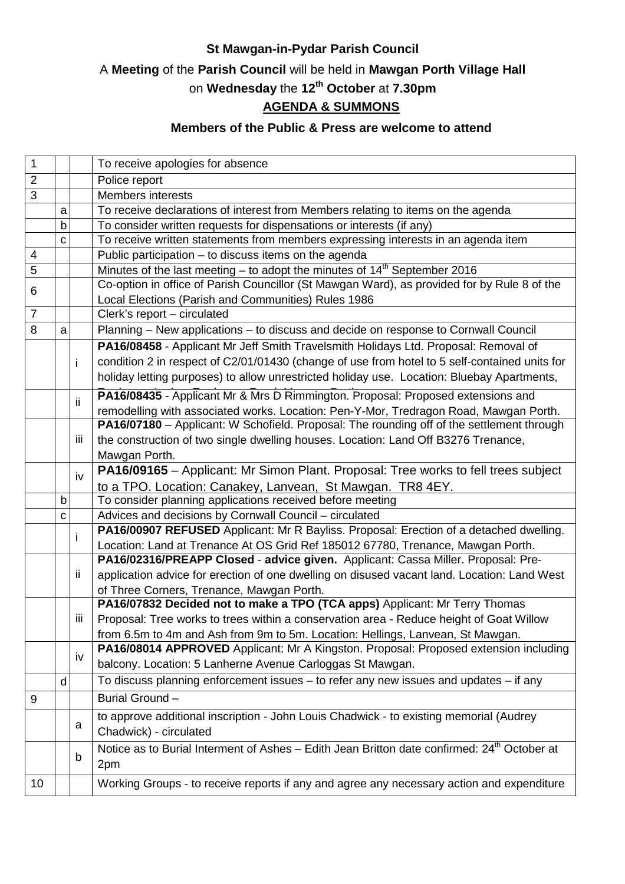**St Mawgan-in-Pydar Parish Council**

A **Meeting** of the **Parish Council** will be held in **Mawgan Porth Village Hall**

on **Wednesday** the **12th October** at **7.30pm**

**AGENDA & SUMMONS**

**Members of the Public & Press are welcome to attend**

| | | | |
|---|---|---|---|
| 1 | | | To receive apologies for absence |
| 2 | | | Police report |
| 3 | | | Members interests |
| | a | | To receive declarations of interest from Members relating to items on the agenda |
| | b | | To consider written requests for dispensations or interests (if any) |
| | c | | To receive written statements from members expressing interests in an agenda item |
| 4 | | | Public participation – to discuss items on the agenda |
| 5 | | | Minutes of the last meeting – to adopt the minutes of 14th September 2016 |
| 6 | | | Co-option in office of Parish Councillor (St Mawgan Ward), as provided for by Rule 8 of the Local Elections (Parish and Communities) Rules 1986 |
| 7 | | | Clerk's report – circulated |
| 8 | a | | Planning – New applications – to discuss and decide on response to Cornwall Council |
| | | i | **PA16/08458** - Applicant Mr Jeff Smith Travelsmith Holidays Ltd. Proposal: Removal of condition 2 in respect of C2/01/01430 (change of use from hotel to 5 self-contained units for holiday letting purposes) to allow unrestricted holiday use. Location: Bluebay Apartments, |
| | | ii | **PA16/08435** - Applicant Mr & Mrs D Rimmington. Proposal: Proposed extensions and remodelling with associated works. Location: Pen-Y-Mor, Tredragon Road, Mawgan Porth. |
| | | iii | **PA16/07180** – Applicant: W Schofield. Proposal: The rounding off of the settlement through the construction of two single dwelling houses. Location: Land Off B3276 Trenance, Mawgan Porth. |
| | | iv | **PA16/09165** – Applicant: Mr Simon Plant. Proposal: Tree works to fell trees subject to a TPO. Location: Canakey, Lanvean, St Mawgan. TR8 4EY. |
| | b | | To consider planning applications received before meeting |
| | c | | Advices and decisions by Cornwall Council – circulated |
| | | i | **PA16/00907 REFUSED** Applicant: Mr R Bayliss. Proposal: Erection of a detached dwelling. Location: Land at Trenance At OS Grid Ref 185012 67780, Trenance, Mawgan Porth. |
| | | ii | **PA16/02316/PREAPP Closed** - **advice given.** Applicant: Cassa Miller. Proposal: Pre-application advice for erection of one dwelling on disused vacant land. Location: Land West of Three Corners, Trenance, Mawgan Porth. |
| | | iii | **PA16/07832 Decided not to make a TPO (TCA apps)** Applicant: Mr Terry Thomas Proposal: Tree works to trees within a conservation area - Reduce height of Goat Willow from 6.5m to 4m and Ash from 9m to 5m. Location: Hellings, Lanvean, St Mawgan. |
| | | iv | **PA16/08014 APPROVED** Applicant: Mr A Kingston. Proposal: Proposed extension including balcony. Location: 5 Lanherne Avenue Carloggas St Mawgan. |
| | d | | To discuss planning enforcement issues – to refer any new issues and updates – if any |
| 9 | | | Burial Ground – |
| | | a | to approve additional inscription - John Louis Chadwick - to existing memorial (Audrey Chadwick) - circulated |
| | | b | Notice as to Burial Interment of Ashes – Edith Jean Britton date confirmed: 24th October at 2pm |
| 10 | | | Working Groups - to receive reports if any and agree any necessary action and expenditure |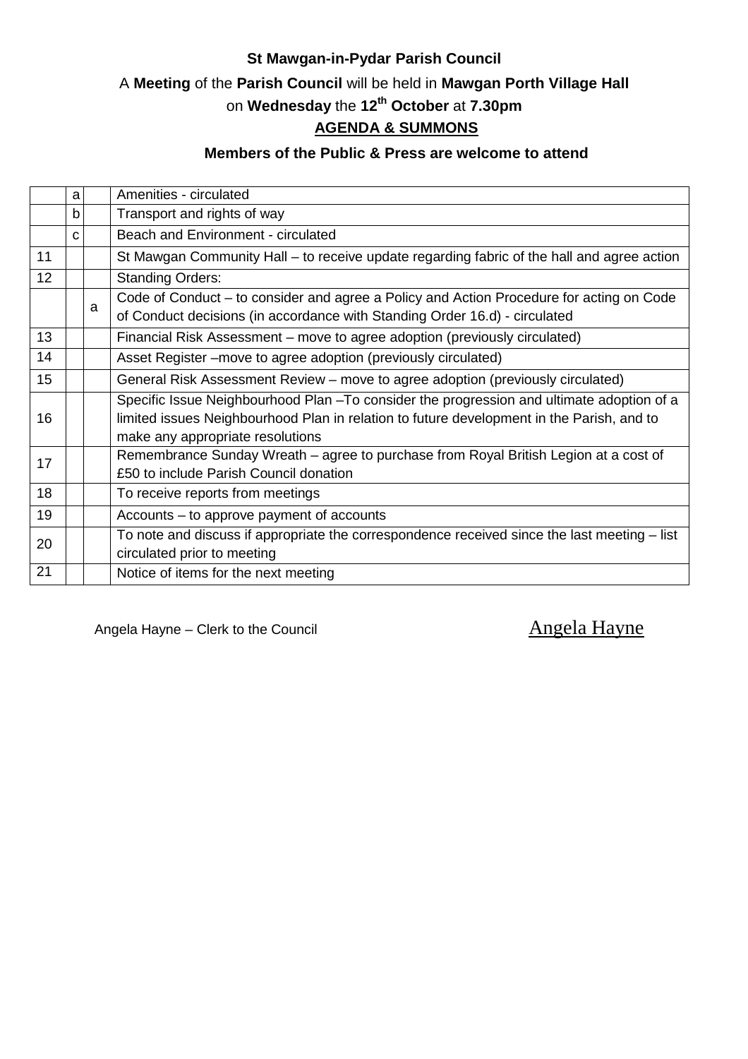**St Mawgan-in-Pydar Parish Council**

A **Meeting** of the **Parish Council** will be held in **Mawgan Porth Village Hall**

on **Wednesday** the **12th October** at **7.30pm**

**AGENDA & SUMMONS**

**Members of the Public & Press are welcome to attend**

| | | | |
|---|---|---|---|
| | a | | Amenities - circulated |
| | b | | Transport and rights of way |
| | c | | Beach and Environment - circulated |
| 11 | | | St Mawgan Community Hall – to receive update regarding fabric of the hall and agree action |
| 12 | | | Standing Orders: |
| | | a | Code of Conduct – to consider and agree a Policy and Action Procedure for acting on Code of Conduct decisions (in accordance with Standing Order 16.d) - circulated |
| 13 | | | Financial Risk Assessment – move to agree adoption (previously circulated) |
| 14 | | | Asset Register –move to agree adoption (previously circulated) |
| 15 | | | General Risk Assessment Review – move to agree adoption (previously circulated) |
| 16 | | | Specific Issue Neighbourhood Plan –To consider the progression and ultimate adoption of a limited issues Neighbourhood Plan in relation to future development in the Parish, and to make any appropriate resolutions |
| 17 | | | Remembrance Sunday Wreath – agree to purchase from Royal British Legion at a cost of £50 to include Parish Council donation |
| 18 | | | To receive reports from meetings |
| 19 | | | Accounts – to approve payment of accounts |
| 20 | | | To note and discuss if appropriate the correspondence received since the last meeting – list circulated prior to meeting |
| 21 | | | Notice of items for the next meeting |

Angela Hayne – Clerk to the Council    Angela Hayne